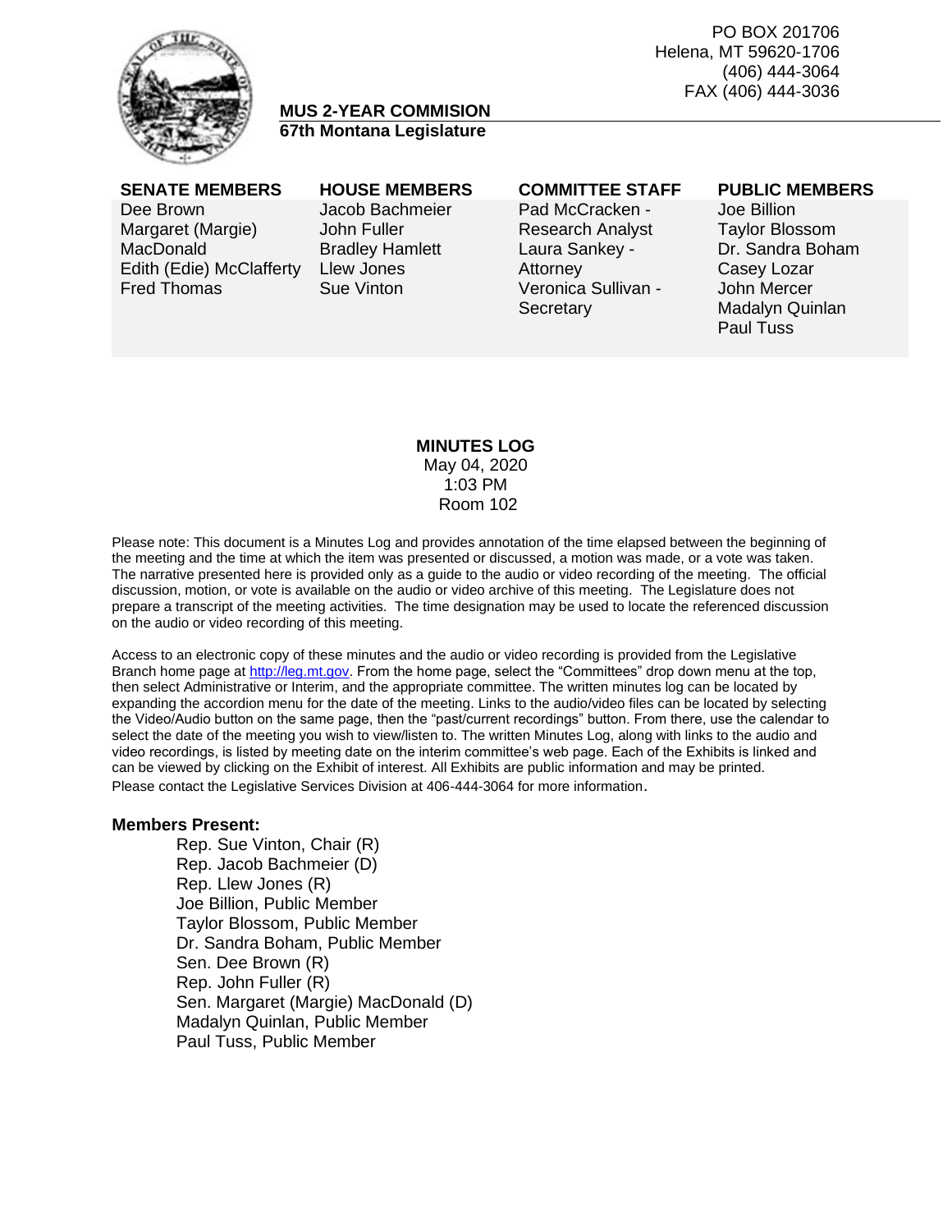PO BOX 201706
Helena, MT 59620-1706
(406) 444-3064
FAX (406) 444-3036

**MUS 2-YEAR COMMISION**
**67th Montana Legislature**

| SENATE MEMBERS | HOUSE MEMBERS | COMMITTEE STAFF | PUBLIC MEMBERS |
|---|---|---|---|
| Dee Brown | Jacob Bachmeier | Pad McCracken - Research Analyst | Joe Billion |
| Margaret (Margie) MacDonald | John Fuller | Laura Sankey - Attorney | Taylor Blossom |
| Edith (Edie) McClafferty | Bradley Hamlett | Veronica Sullivan - Secretary | Dr. Sandra Boham |
| Fred Thomas | Llew Jones | | Casey Lozar |
| | Sue Vinton | | John Mercer |
| | | | Madalyn Quinlan |
| | | | Paul Tuss |

**MINUTES LOG**
May 04, 2020
1:03 PM
Room 102

Please note: This document is a Minutes Log and provides annotation of the time elapsed between the beginning of the meeting and the time at which the item was presented or discussed, a motion was made, or a vote was taken. The narrative presented here is provided only as a guide to the audio or video recording of the meeting. The official discussion, motion, or vote is available on the audio or video archive of this meeting. The Legislature does not prepare a transcript of the meeting activities. The time designation may be used to locate the referenced discussion on the audio or video recording of this meeting.

Access to an electronic copy of these minutes and the audio or video recording is provided from the Legislative Branch home page at http://leg.mt.gov. From the home page, select the "Committees" drop down menu at the top, then select Administrative or Interim, and the appropriate committee. The written minutes log can be located by expanding the accordion menu for the date of the meeting. Links to the audio/video files can be located by selecting the Video/Audio button on the same page, then the "past/current recordings" button. From there, use the calendar to select the date of the meeting you wish to view/listen to. The written Minutes Log, along with links to the audio and video recordings, is listed by meeting date on the interim committee's web page. Each of the Exhibits is linked and can be viewed by clicking on the Exhibit of interest. All Exhibits are public information and may be printed. Please contact the Legislative Services Division at 406-444-3064 for more information.

**Members Present:**

- Rep. Sue Vinton, Chair (R)
- Rep. Jacob Bachmeier (D)
- Rep. Llew Jones (R)
- Joe Billion, Public Member
- Taylor Blossom, Public Member
- Dr. Sandra Boham, Public Member
- Sen. Dee Brown (R)
- Rep. John Fuller (R)
- Sen. Margaret (Margie) MacDonald (D)
- Madalyn Quinlan, Public Member
- Paul Tuss, Public Member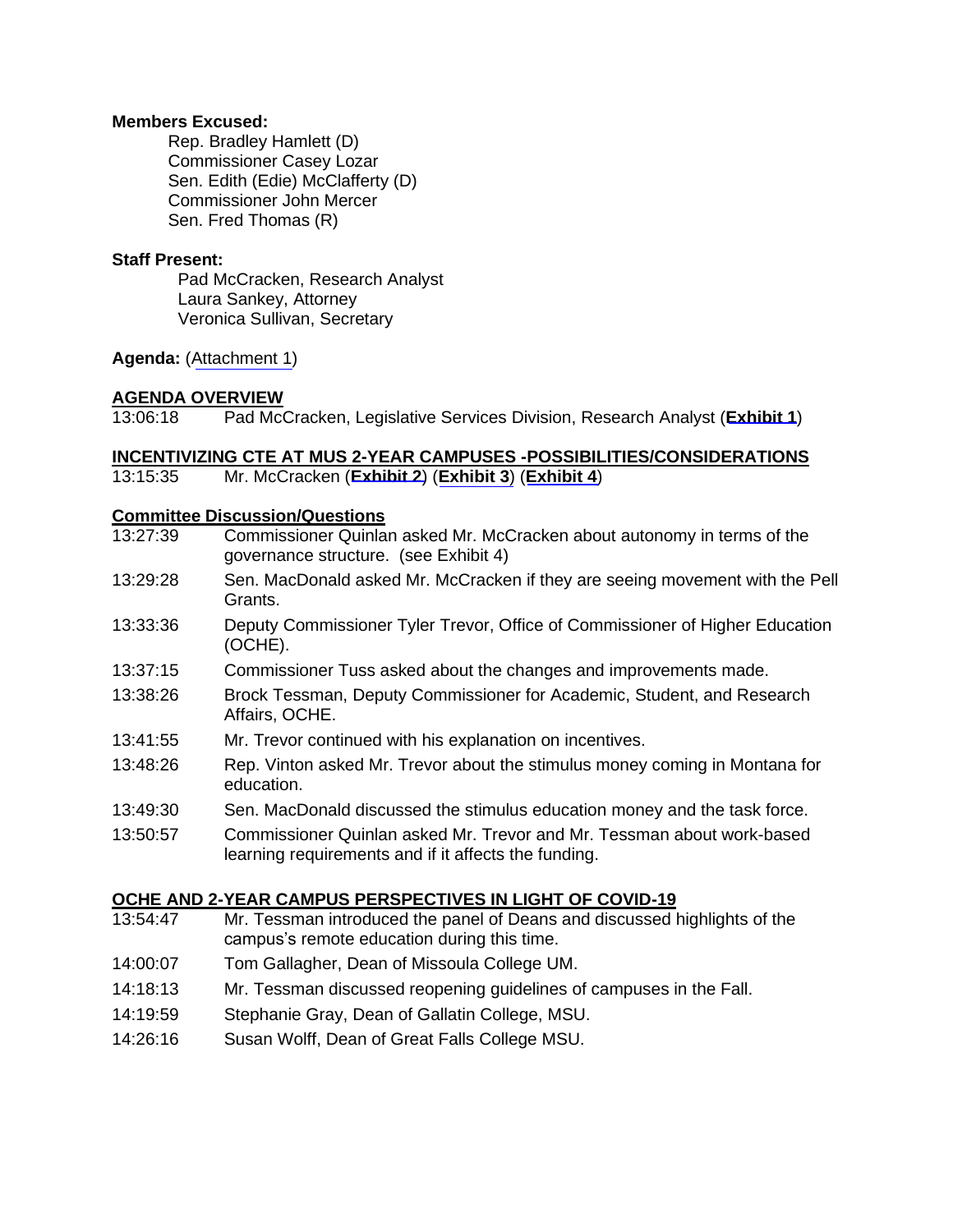**Members Excused:**

Rep. Bradley Hamlett (D)
Commissioner Casey Lozar
Sen. Edith (Edie) McClafferty (D)
Commissioner John Mercer
Sen. Fred Thomas (R)

**Staff Present:**

Pad McCracken, Research Analyst
Laura Sankey, Attorney
Veronica Sullivan, Secretary

**Agenda:** (Attachment 1)

**AGENDA OVERVIEW**

13:06:18 Pad McCracken, Legislative Services Division, Research Analyst (**Exhibit 1**)

**INCENTIVIZING CTE AT MUS 2-YEAR CAMPUSES -POSSIBILITIES/CONSIDERATIONS**

13:15:35 Mr. McCracken (**Exhibit 2**) (**Exhibit 3**) (**Exhibit 4**)

**Committee Discussion/Questions**

13:27:39 Commissioner Quinlan asked Mr. McCracken about autonomy in terms of the governance structure. (see Exhibit 4)

13:29:28 Sen. MacDonald asked Mr. McCracken if they are seeing movement with the Pell Grants.

13:33:36 Deputy Commissioner Tyler Trevor, Office of Commissioner of Higher Education (OCHE).

13:37:15 Commissioner Tuss asked about the changes and improvements made.

13:38:26 Brock Tessman, Deputy Commissioner for Academic, Student, and Research Affairs, OCHE.

13:41:55 Mr. Trevor continued with his explanation on incentives.

13:48:26 Rep. Vinton asked Mr. Trevor about the stimulus money coming in Montana for education.

13:49:30 Sen. MacDonald discussed the stimulus education money and the task force.

13:50:57 Commissioner Quinlan asked Mr. Trevor and Mr. Tessman about work-based learning requirements and if it affects the funding.

**OCHE AND 2-YEAR CAMPUS PERSPECTIVES IN LIGHT OF COVID-19**

13:54:47 Mr. Tessman introduced the panel of Deans and discussed highlights of the campus's remote education during this time.

14:00:07 Tom Gallagher, Dean of Missoula College UM.

14:18:13 Mr. Tessman discussed reopening guidelines of campuses in the Fall.

14:19:59 Stephanie Gray, Dean of Gallatin College, MSU.

14:26:16 Susan Wolff, Dean of Great Falls College MSU.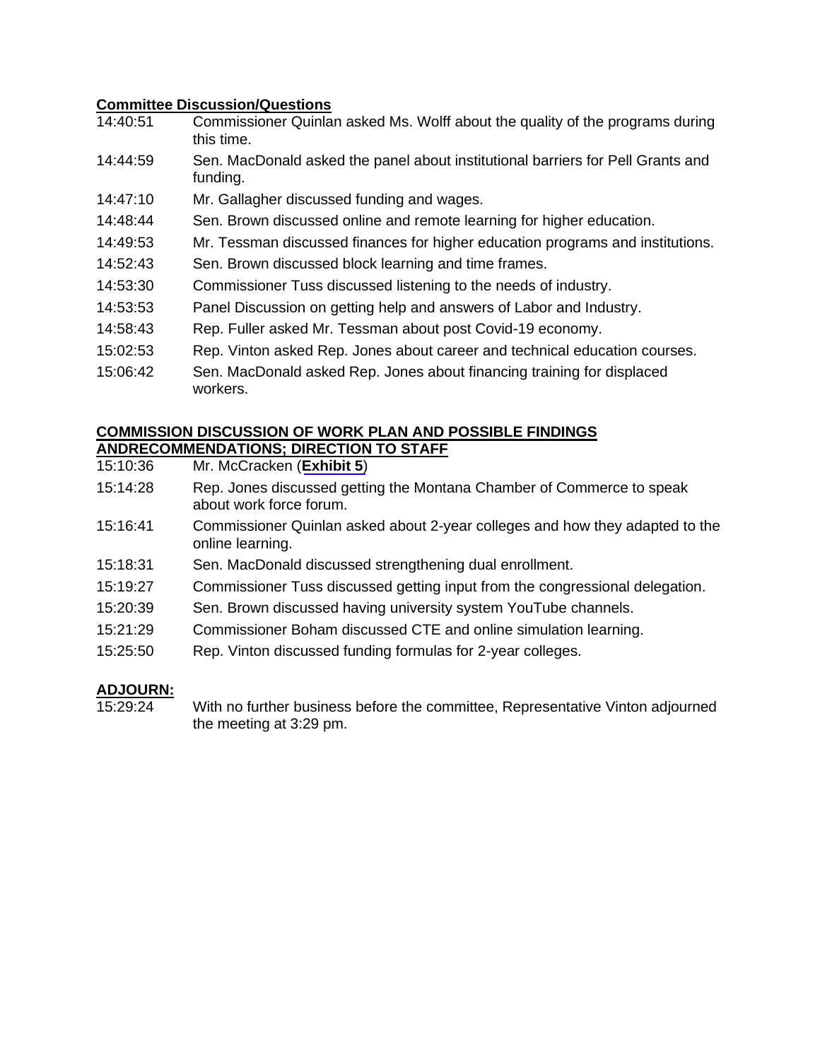**Committee Discussion/Questions**

| | |
|---|---|
| 14:40:51 | Commissioner Quinlan asked Ms. Wolff about the quality of the programs during this time. |
| 14:44:59 | Sen. MacDonald asked the panel about institutional barriers for Pell Grants and funding. |
| 14:47:10 | Mr. Gallagher discussed funding and wages. |
| 14:48:44 | Sen. Brown discussed online and remote learning for higher education. |
| 14:49:53 | Mr. Tessman discussed finances for higher education programs and institutions. |
| 14:52:43 | Sen. Brown discussed block learning and time frames. |
| 14:53:30 | Commissioner Tuss discussed listening to the needs of industry. |
| 14:53:53 | Panel Discussion on getting help and answers of Labor and Industry. |
| 14:58:43 | Rep. Fuller asked Mr. Tessman about post Covid-19 economy. |
| 15:02:53 | Rep. Vinton asked Rep. Jones about career and technical education courses. |
| 15:06:42 | Sen. MacDonald asked Rep. Jones about financing training for displaced workers. |

**COMMISSION DISCUSSION OF WORK PLAN AND POSSIBLE FINDINGS ANDRECOMMENDATIONS; DIRECTION TO STAFF**

| | |
|---|---|
| 15:10:36 | Mr. McCracken (**Exhibit 5**) |
| 15:14:28 | Rep. Jones discussed getting the Montana Chamber of Commerce to speak about work force forum. |
| 15:16:41 | Commissioner Quinlan asked about 2-year colleges and how they adapted to the online learning. |
| 15:18:31 | Sen. MacDonald discussed strengthening dual enrollment. |
| 15:19:27 | Commissioner Tuss discussed getting input from the congressional delegation. |
| 15:20:39 | Sen. Brown discussed having university system YouTube channels. |
| 15:21:29 | Commissioner Boham discussed CTE and online simulation learning. |
| 15:25:50 | Rep. Vinton discussed funding formulas for 2-year colleges. |

**ADJOURN:**

| | |
|---|---|
| 15:29:24 | With no further business before the committee, Representative Vinton adjourned the meeting at 3:29 pm. |